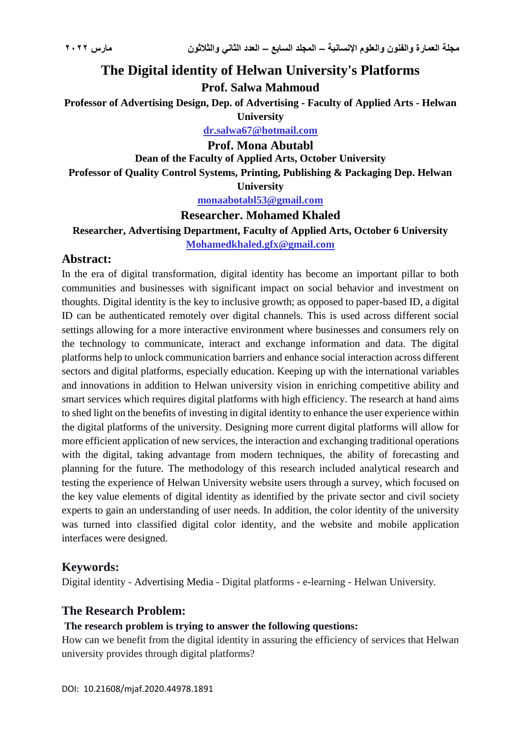# The Digital identity of Helwan University's Platforms

**Prof. Salwa Mahmoud**

**Professor of Advertising Design, Dep. of Advertising - Faculty of Applied Arts - Helwan University**

**dr.salwa67@hotmail.com**

**Prof. Mona Abutabl**

**Dean of the Faculty of Applied Arts, October University**

**Professor of Quality Control Systems, Printing, Publishing & Packaging Dep. Helwan University**

**monaabotabl53@gmail.com**

**Researcher. Mohamed Khaled**

**Researcher, Advertising Department, Faculty of Applied Arts, October 6 University**

**Mohamedkhaled.gfx@gmail.com**

## Abstract:

In the era of digital transformation, digital identity has become an important pillar to both communities and businesses with significant impact on social behavior and investment on thoughts. Digital identity is the key to inclusive growth; as opposed to paper-based ID, a digital ID can be authenticated remotely over digital channels. This is used across different social settings allowing for a more interactive environment where businesses and consumers rely on the technology to communicate, interact and exchange information and data. The digital platforms help to unlock communication barriers and enhance social interaction across different sectors and digital platforms, especially education. Keeping up with the international variables and innovations in addition to Helwan university vision in enriching competitive ability and smart services which requires digital platforms with high efficiency. The research at hand aims to shed light on the benefits of investing in digital identity to enhance the user experience within the digital platforms of the university. Designing more current digital platforms will allow for more efficient application of new services, the interaction and exchanging traditional operations with the digital, taking advantage from modern techniques, the ability of forecasting and planning for the future. The methodology of this research included analytical research and testing the experience of Helwan University website users through a survey, which focused on the key value elements of digital identity as identified by the private sector and civil society experts to gain an understanding of user needs. In addition, the color identity of the university was turned into classified digital color identity, and the website and mobile application interfaces were designed.

## Keywords:

Digital identity - Advertising Media - Digital platforms - e-learning - Helwan University.

## The Research Problem:

**The research problem is trying to answer the following questions:**

How can we benefit from the digital identity in assuring the efficiency of services that Helwan university provides through digital platforms?

DOI: 10.21608/mjaf.2020.44978.1891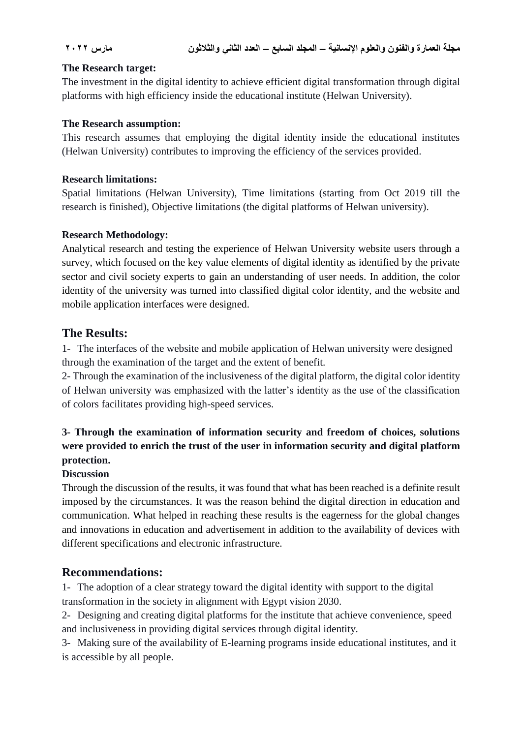**The Research target:**

The investment in the digital identity to achieve efficient digital transformation through digital platforms with high efficiency inside the educational institute (Helwan University).

**The Research assumption:**

This research assumes that employing the digital identity inside the educational institutes (Helwan University) contributes to improving the efficiency of the services provided.

**Research limitations:**

Spatial limitations (Helwan University), Time limitations (starting from Oct 2019 till the research is finished), Objective limitations (the digital platforms of Helwan university).

**Research Methodology:**

Analytical research and testing the experience of Helwan University website users through a survey, which focused on the key value elements of digital identity as identified by the private sector and civil society experts to gain an understanding of user needs. In addition, the color identity of the university was turned into classified digital color identity, and the website and mobile application interfaces were designed.

## The Results:

1- The interfaces of the website and mobile application of Helwan university were designed through the examination of the target and the extent of benefit.

2- Through the examination of the inclusiveness of the digital platform, the digital color identity of Helwan university was emphasized with the latter's identity as the use of the classification of colors facilitates providing high-speed services.

**3- Through the examination of information security and freedom of choices, solutions were provided to enrich the trust of the user in information security and digital platform protection.**

**Discussion**

Through the discussion of the results, it was found that what has been reached is a definite result imposed by the circumstances. It was the reason behind the digital direction in education and communication. What helped in reaching these results is the eagerness for the global changes and innovations in education and advertisement in addition to the availability of devices with different specifications and electronic infrastructure.

## Recommendations:

1- The adoption of a clear strategy toward the digital identity with support to the digital transformation in the society in alignment with Egypt vision 2030.

2- Designing and creating digital platforms for the institute that achieve convenience, speed and inclusiveness in providing digital services through digital identity.

3- Making sure of the availability of E-learning programs inside educational institutes, and it is accessible by all people.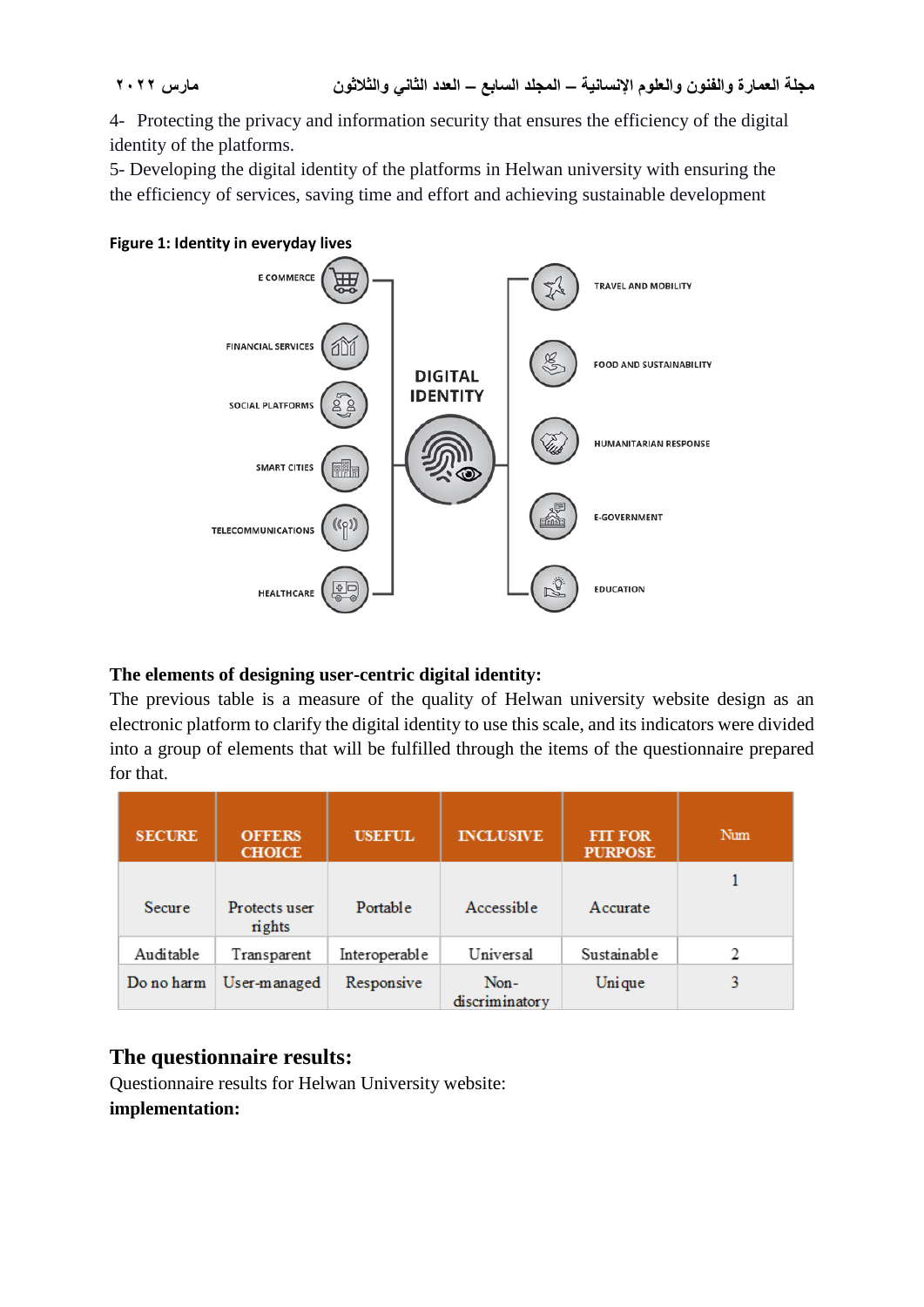4- Protecting the privacy and information security that ensures the efficiency of the digital identity of the platforms.

5- Developing the digital identity of the platforms in Helwan university with ensuring the the efficiency of services, saving time and effort and achieving sustainable development

**Figure 1: Identity in everyday lives**

**The elements of designing user-centric digital identity:**

The previous table is a measure of the quality of Helwan university website design as an electronic platform to clarify the digital identity to use this scale, and its indicators were divided into a group of elements that will be fulfilled through the items of the questionnaire prepared for that.

| SECURE | OFFERS CHOICE | USEFUL | INCLUSIVE | FIT FOR PURPOSE | Num |
|---|---|---|---|---|---|
| Secure | Protects user rights | Portable | Accessible | Accurate | 1 |
| Auditable | Transparent | Interoperable | Universal | Sustainable | 2 |
| Do no harm | User-managed | Responsive | Non-discriminatory | Unique | 3 |

## The questionnaire results:

Questionnaire results for Helwan University website:

**implementation:**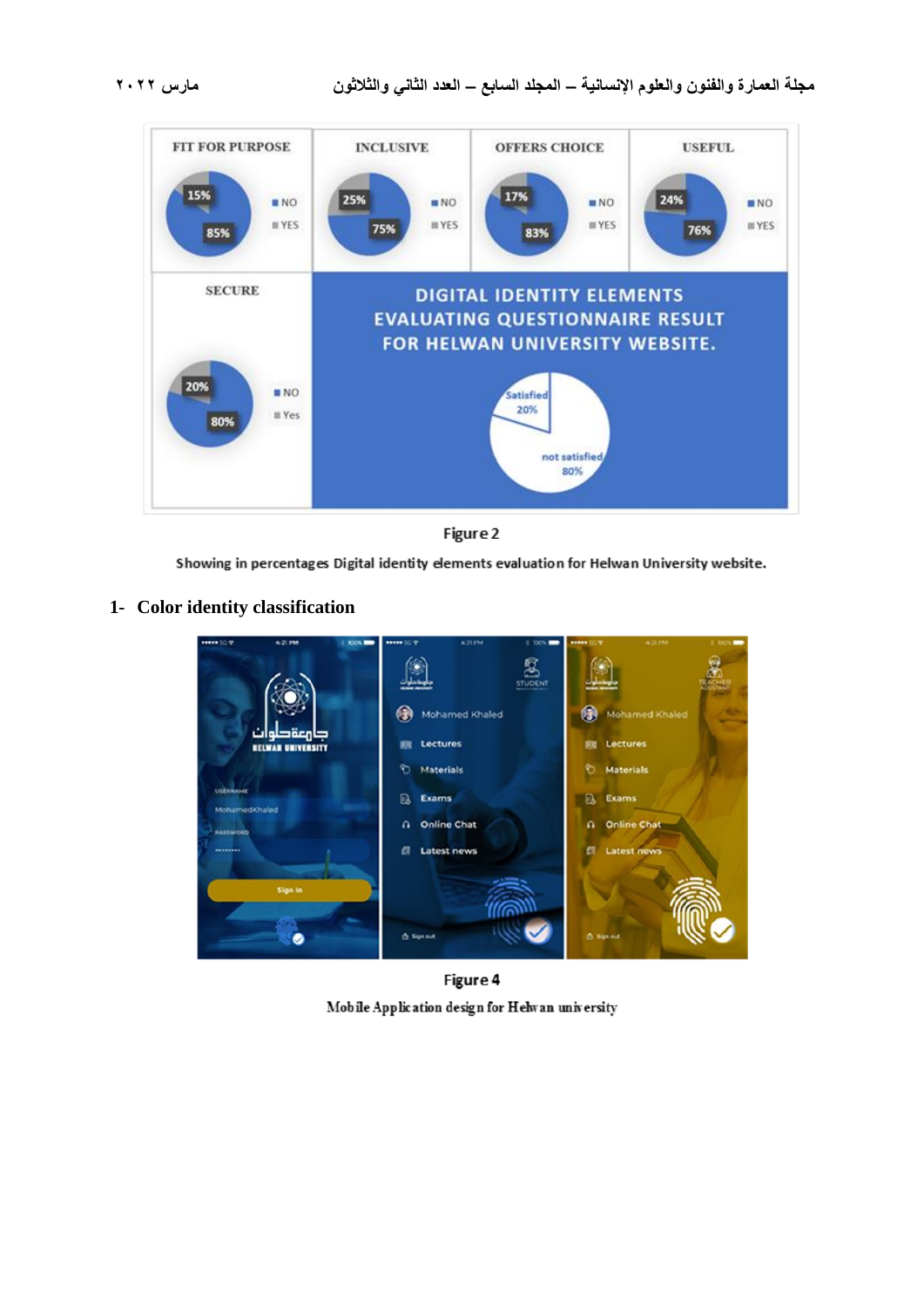Figure 2

Showing in percentages Digital identity elements evaluation for Helwan University website.

## 1- Color identity classification

Figure 4

Mobile Application design for Helwan university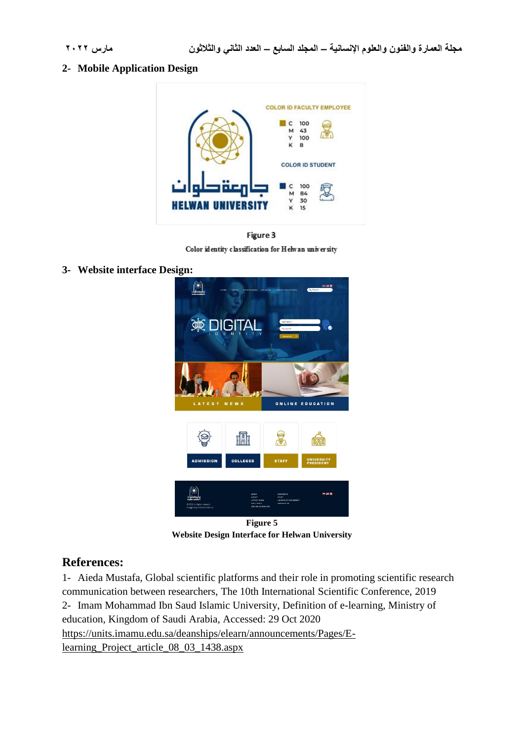## 2- Mobile Application Design

Figure 3

Color identity classification for Helwan university

## 3- Website interface Design:

Figure 5

Website Design Interface for Helwan University

## References:

1- Aieda Mustafa, Global scientific platforms and their role in promoting scientific research communication between researchers, The 10th International Scientific Conference, 2019

2- Imam Mohammad Ibn Saud Islamic University, Definition of e-learning, Ministry of education, Kingdom of Saudi Arabia, Accessed: 29 Oct 2020 https://units.imamu.edu.sa/deanships/elearn/announcements/Pages/E-learning_Project_article_08_03_1438.aspx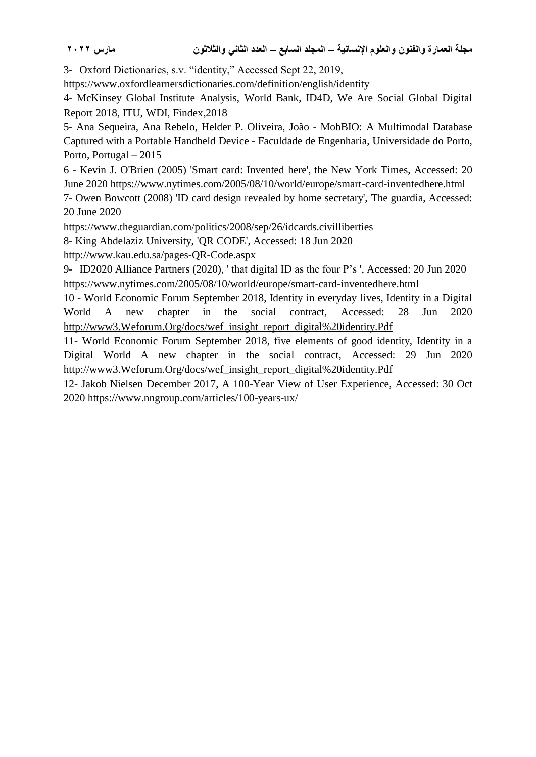3- Oxford Dictionaries, s.v. “identity,” Accessed Sept 22, 2019, https://www.oxfordlearnersdictionaries.com/definition/english/identity

4- McKinsey Global Institute Analysis, World Bank, ID4D, We Are Social Global Digital Report 2018, ITU, WDI, Findex,2018

5- Ana Sequeira, Ana Rebelo, Helder P. Oliveira, João - MobBIO: A Multimodal Database Captured with a Portable Handheld Device - Faculdade de Engenharia, Universidade do Porto, Porto, Portugal – 2015

6 - Kevin J. O'Brien (2005) 'Smart card: Invented here', the New York Times, Accessed: 20 June 2020 https://www.nytimes.com/2005/08/10/world/europe/smart-card-inventedhere.html

7- Owen Bowcott (2008) 'ID card design revealed by home secretary', The guardia, Accessed: 20 June 2020 https://www.theguardian.com/politics/2008/sep/26/idcards.civilliberties

8- King Abdelaziz University, 'QR CODE', Accessed: 18 Jun 2020 http://www.kau.edu.sa/pages-QR-Code.aspx

9- ID2020 Alliance Partners (2020), ' that digital ID as the four P’s ', Accessed: 20 Jun 2020 https://www.nytimes.com/2005/08/10/world/europe/smart-card-inventedhere.html

10 - World Economic Forum September 2018, Identity in everyday lives, Identity in a Digital World A new chapter in the social contract, Accessed: 28 Jun 2020 http://www3.Weforum.Org/docs/wef_insight_report_digital%20identity.Pdf

11- World Economic Forum September 2018, five elements of good identity, Identity in a Digital World A new chapter in the social contract, Accessed: 29 Jun 2020 http://www3.Weforum.Org/docs/wef_insight_report_digital%20identity.Pdf

12- Jakob Nielsen December 2017, A 100-Year View of User Experience, Accessed: 30 Oct 2020 https://www.nngroup.com/articles/100-years-ux/